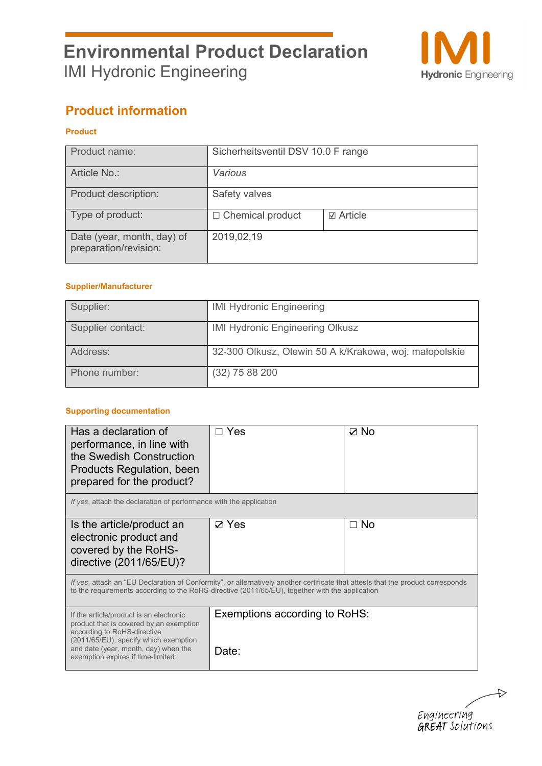# Environmental Product Declaration

IMI Hydronic Engineering

## Product information

### Product

| | | |
|---|---|---|
| Product name: | Sicherheitsventil DSV 10.0 F range | |
| Article No.: | *Various* | |
| Product description: | Safety valves | |
| Type of product: | ☐ Chemical product | ☑ Article |
| Date (year, month, day) of preparation/revision: | 2019,02,19 | |

### Supplier/Manufacturer

| | |
|---|---|
| Supplier: | IMI Hydronic Engineering |
| Supplier contact: | IMI Hydronic Engineering Olkusz |
| Address: | 32-300 Olkusz, Olewin 50 A k/Krakowa, woj. małopolskie |
| Phone number: | (32) 75 88 200 |

### Supporting documentation

| | | |
|---|---|---|
| Has a declaration of performance, in line with the Swedish Construction Products Regulation, been prepared for the product? | ☐ Yes | ☑ No |
| *If yes*, attach the declaration of performance with the application | | |
| Is the article/product an electronic product and covered by the RoHS-directive (2011/65/EU)? | ☑ Yes | ☐ No |
| *If yes*, attach an "EU Declaration of Conformity", or alternatively another certificate that attests that the product corresponds to the requirements according to the RoHS-directive (2011/65/EU), together with the application | | |
| If the article/product is an electronic product that is covered by an exemption according to RoHS-directive (2011/65/EU), specify which exemption and date (year, month, day) when the exemption expires if time-limited: | Exemptions according to RoHS:<br><br>Date: | |

Engineering GREAT Solutions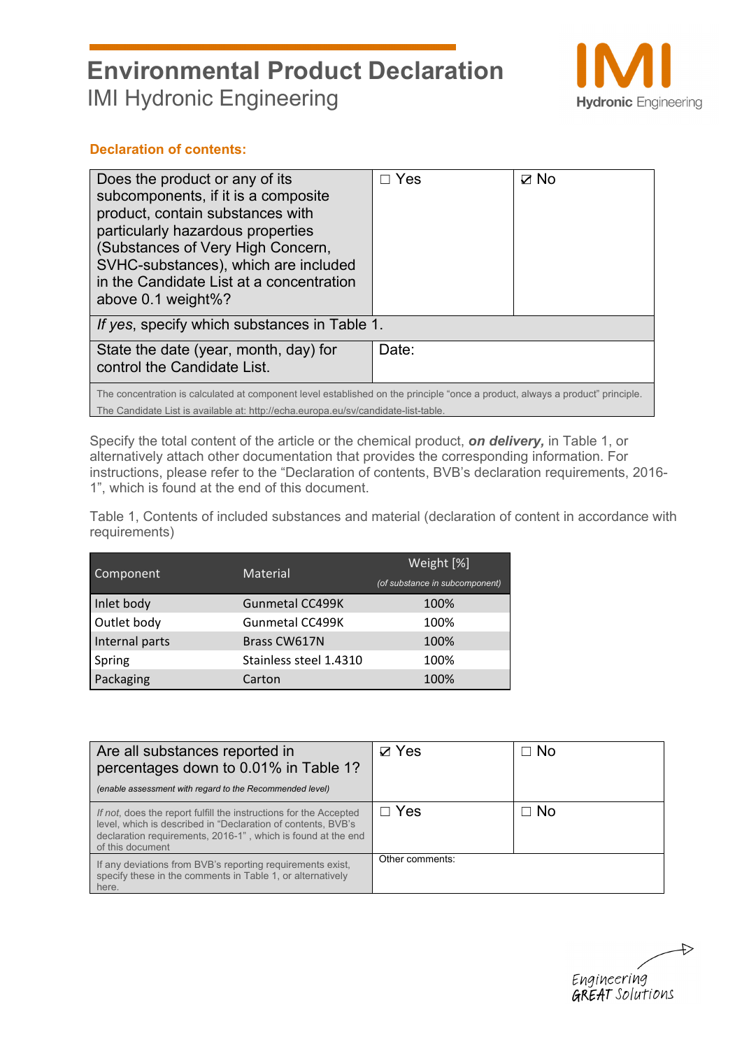# Environmental Product Declaration

IMI Hydronic Engineering

## Declaration of contents:

| Does the product or any of its subcomponents, if it is a composite product, contain substances with particularly hazardous properties (Substances of Very High Concern, SVHC-substances), which are included in the Candidate List at a concentration above 0.1 weight%? | ☐ Yes | ☑ No |
|---|---|---|
| *If yes*, specify which substances in Table 1. | | |
| State the date (year, month, day) for control the Candidate List. | Date: | |
| The concentration is calculated at component level established on the principle "once a product, always a product" principle. The Candidate List is available at: http://echa.europa.eu/sv/candidate-list-table. | | |

Specify the total content of the article or the chemical product, ***on delivery,*** in Table 1, or alternatively attach other documentation that provides the corresponding information. For instructions, please refer to the "Declaration of contents, BVB's declaration requirements, 2016-1", which is found at the end of this document.

Table 1, Contents of included substances and material (declaration of content in accordance with requirements)

| Component | Material | Weight [%] *(of substance in subcomponent)* |
|---|---|---|
| Inlet body | Gunmetal CC499K | 100% |
| Outlet body | Gunmetal CC499K | 100% |
| Internal parts | Brass CW617N | 100% |
| Spring | Stainless steel 1.4310 | 100% |
| Packaging | Carton | 100% |

| Are all substances reported in percentages down to 0.01% in Table 1? *(enable assessment with regard to the Recommended level)* | ☑ Yes | ☐ No |
|---|---|---|
| *If not*, does the report fulfill the instructions for the Accepted level, which is described in "Declaration of contents, BVB's declaration requirements, 2016-1" , which is found at the end of this document | ☐ Yes | ☐ No |
| If any deviations from BVB's reporting requirements exist, specify these in the comments in Table 1, or alternatively here. | Other comments: | |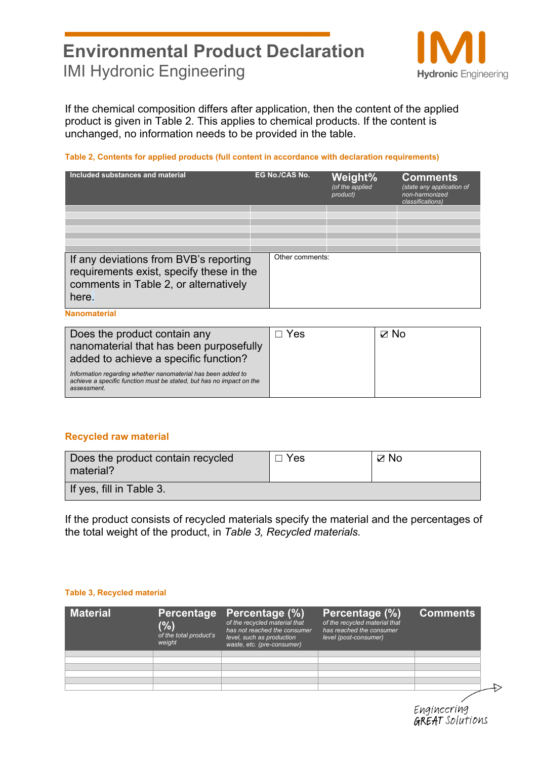If the chemical composition differs after application, then the content of the applied product is given in Table 2. This applies to chemical products. If the content is unchanged, no information needs to be provided in the table.

**Table 2, Contents for applied products (full content in accordance with declaration requirements)**

| Included substances and material | EG No./CAS No. | Weight% *(of the applied product)* | Comments *(state any application of non-harmonized classifications)* |
|---|---|---|---|
| | | | |
| | | | |
| | | | |
| | | | |
| | | | |
| | | | |
| | | | |

| If any deviations from BVB's reporting requirements exist, specify these in the comments in Table 2, or alternatively here. | Other comments: |
|---|---|

**Nanomaterial**

| Does the product contain any nanomaterial that has been purposefully added to achieve a specific function? *Information regarding whether nanomaterial has been added to achieve a specific function must be stated, but has no impact on the assessment.* | ☐ Yes | ☑ No |
|---|---|---|

**Recycled raw material**

| Does the product contain recycled material? | ☐ Yes | ☑ No |
|---|---|---|
| If yes, fill in Table 3. | | |

If the product consists of recycled materials specify the material and the percentages of the total weight of the product, in *Table 3, Recycled materials.*

**Table 3, Recycled material**

| Material | Percentage (%) *of the total product's weight* | Percentage (%) *of the recycled material that has not reached the consumer level, such as production waste, etc. (pre-consumer)* | Percentage (%) *of the recycled material that has reached the consumer level (post-consumer)* | Comments |
|---|---|---|---|---|
| | | | | |
| | | | | |
| | | | | |
| | | | | |
| | | | | |
| | | | | |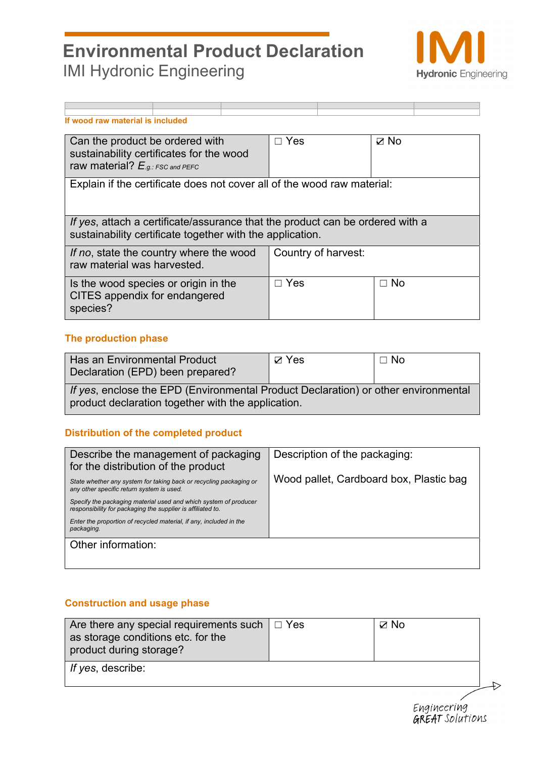| | | | | |
|---|---|---|---|---|
| | | | | |

**If wood raw material is included**

| Can the product be ordered with sustainability certificates for the wood raw material? *E.g.: FSC and PEFC* | ☐ Yes | ☑ No |
|---|---|---|
| Explain if the certificate does not cover all of the wood raw material: | | |
| *If yes*, attach a certificate/assurance that the product can be ordered with a sustainability certificate together with the application. | | |
| *If no*, state the country where the wood raw material was harvested. | Country of harvest: | |
| Is the wood species or origin in the CITES appendix for endangered species? | ☐ Yes | ☐ No |

**The production phase**

| Has an Environmental Product Declaration (EPD) been prepared? | ☑ Yes | ☐ No |
|---|---|---|
| *If yes*, enclose the EPD (Environmental Product Declaration) or other environmental product declaration together with the application. | | |

**Distribution of the completed product**

| Describe the management of packaging for the distribution of the product<br>*State whether any system for taking back or recycling packaging or any other specific return system is used.*<br>*Specify the packaging material used and which system of producer responsibility for packaging the supplier is affiliated to.*<br>*Enter the proportion of recycled material, if any, included in the packaging.* | Description of the packaging:<br>Wood pallet, Cardboard box, Plastic bag |
|---|---|
| Other information: | |

**Construction and usage phase**

| Are there any special requirements such as storage conditions etc. for the product during storage? | ☐ Yes | ☑ No |
|---|---|---|
| *If yes*, describe: | | |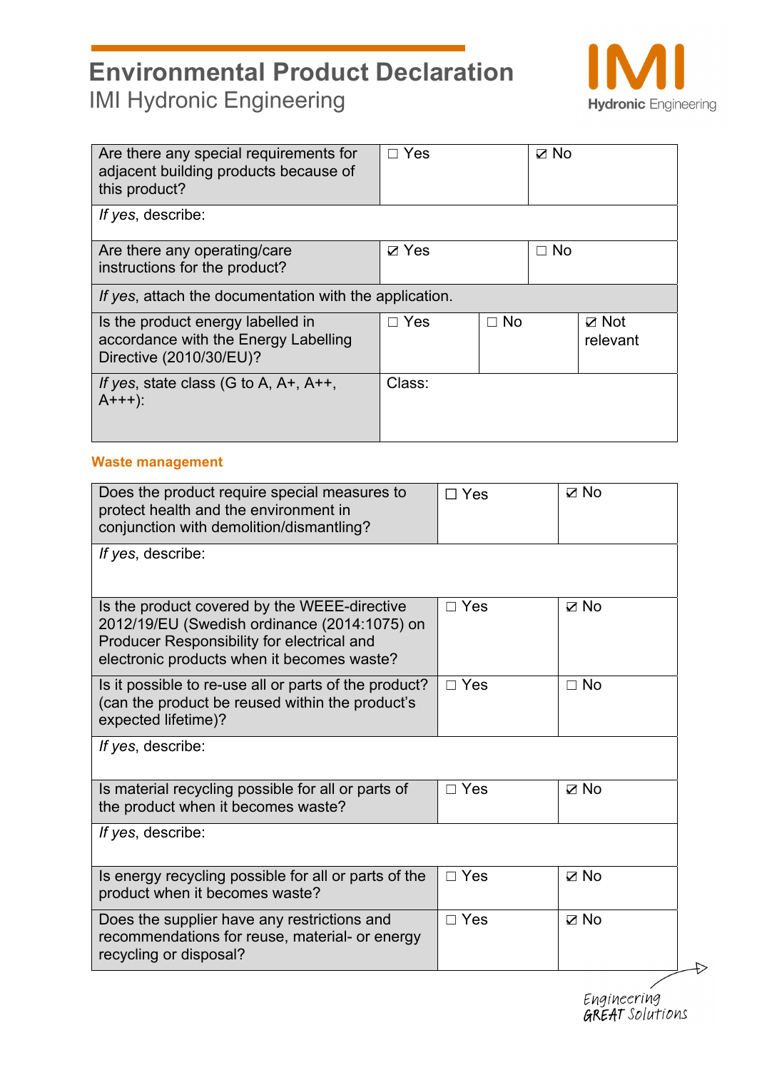| Are there any special requirements for adjacent building products because of this product? | ☐ Yes | ☑ No | |
|---|---|---|---|
| *If yes*, describe: | | | |
| Are there any operating/care instructions for the product? | ☑ Yes | ☐ No | |
| *If yes*, attach the documentation with the application. | | | |
| Is the product energy labelled in accordance with the Energy Labelling Directive (2010/30/EU)? | ☐ Yes | ☐ No | ☑ Not relevant |
| *If yes*, state class (G to A, A+, A++, A+++): | Class: | | |

**Waste management**

| Does the product require special measures to protect health and the environment in conjunction with demolition/dismantling? | ☐ Yes | ☑ No |
|---|---|---|
| *If yes*, describe: | | |
| Is the product covered by the WEEE-directive 2012/19/EU (Swedish ordinance (2014:1075) on Producer Responsibility for electrical and electronic products when it becomes waste? | ☐ Yes | ☑ No |
| Is it possible to re-use all or parts of the product? (can the product be reused within the product's expected lifetime)? | ☐ Yes | ☐ No |
| *If yes*, describe: | | |
| Is material recycling possible for all or parts of the product when it becomes waste? | ☐ Yes | ☑ No |
| *If yes*, describe: | | |
| Is energy recycling possible for all or parts of the product when it becomes waste? | ☐ Yes | ☑ No |
| Does the supplier have any restrictions and recommendations for reuse, material- or energy recycling or disposal? | ☐ Yes | ☑ No |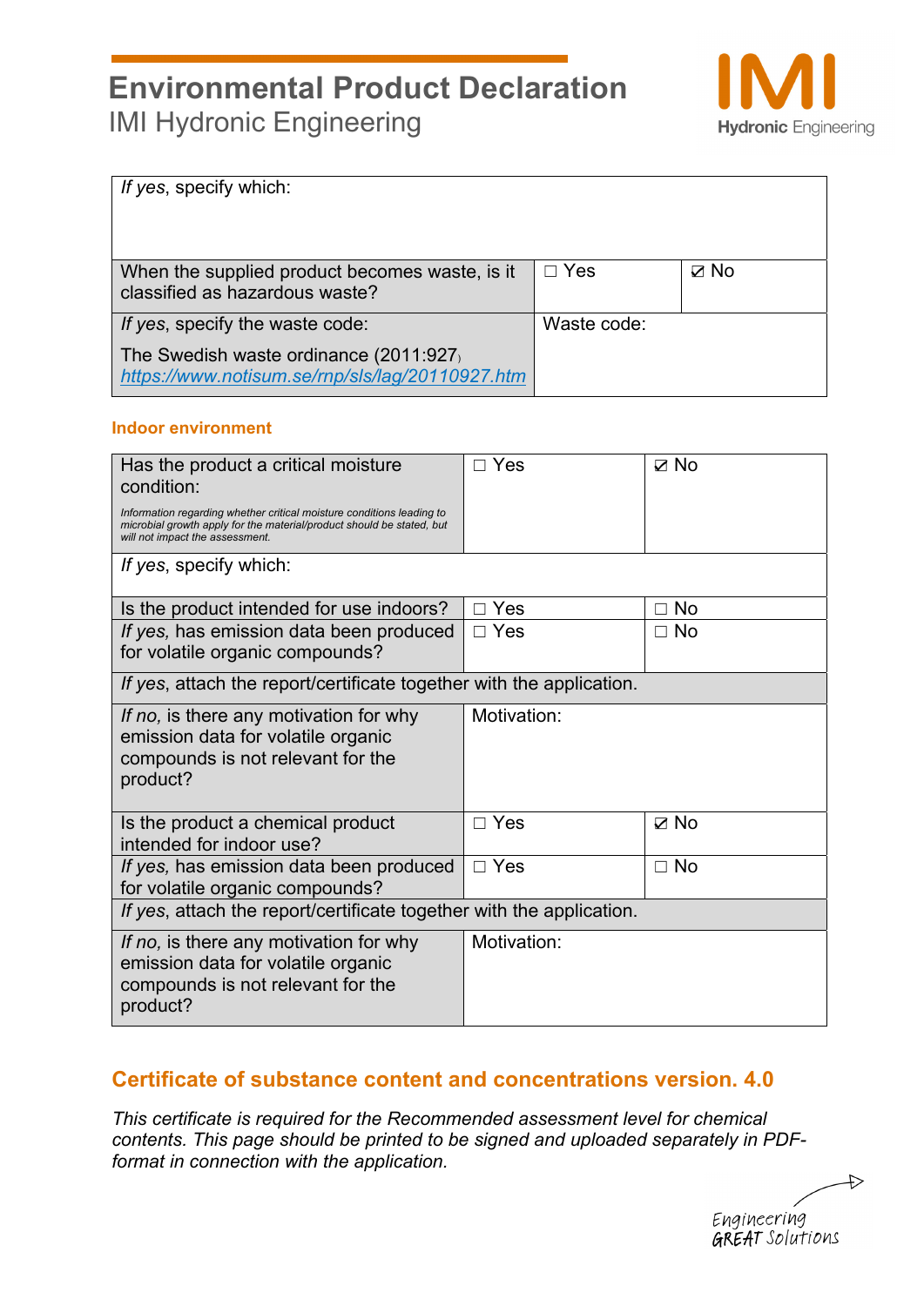| If *yes*, specify which: | | |
|---|---|---|
| When the supplied product becomes waste, is it classified as hazardous waste? | ☐ Yes | ☑ No |
| If *yes*, specify the waste code:<br><br>The Swedish waste ordinance (2011:927)<br>[https://www.notisum.se/rnp/sls/lag/20110927.htm](https://www.notisum.se/rnp/sls/lag/20110927.htm) | Waste code: | |

### Indoor environment

| Has the product a critical moisture condition:<br><br>*Information regarding whether critical moisture conditions leading to microbial growth apply for the material/product should be stated, but will not impact the assessment.* | ☐ Yes | ☑ No |
|---|---|---|
| If *yes*, specify which: | | |
| Is the product intended for use indoors? | ☐ Yes | ☐ No |
| *If yes,* has emission data been produced for volatile organic compounds? | ☐ Yes | ☐ No |
| If *yes*, attach the report/certificate together with the application. | | |
| *If no,* is there any motivation for why emission data for volatile organic compounds is not relevant for the product? | Motivation: | |
| Is the product a chemical product intended for indoor use? | ☐ Yes | ☑ No |
| *If yes,* has emission data been produced for volatile organic compounds? | ☐ Yes | ☐ No |
| If *yes*, attach the report/certificate together with the application. | | |
| *If no,* is there any motivation for why emission data for volatile organic compounds is not relevant for the product? | Motivation: | |

## Certificate of substance content and concentrations version. 4.0

*This certificate is required for the Recommended assessment level for chemical contents. This page should be printed to be signed and uploaded separately in PDF-format in connection with the application.*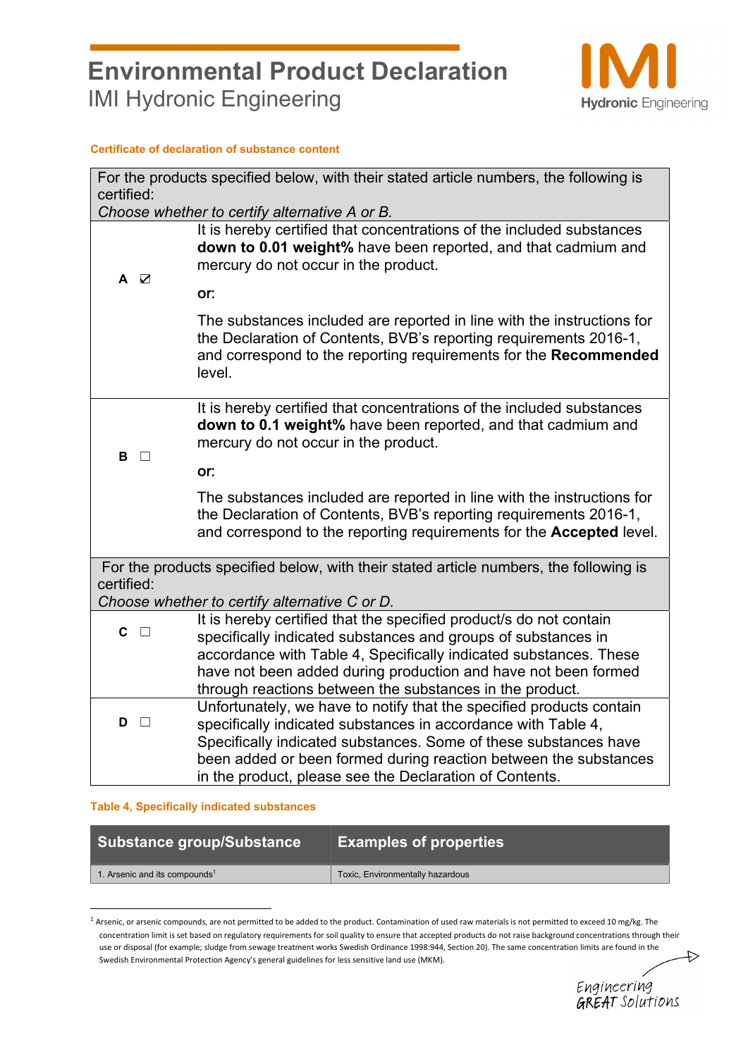## Certificate of declaration of substance content

| For the products specified below, with their stated article numbers, the following is certified: *Choose whether to certify alternative A or B.* | |
|---|---|
| **A** ☑ | It is hereby certified that concentrations of the included substances **down to 0.01 weight%** have been reported, and that cadmium and mercury do not occur in the product.<br><br>or:<br><br>The substances included are reported in line with the instructions for the Declaration of Contents, BVB's reporting requirements 2016-1, and correspond to the reporting requirements for the **Recommended** level. |
| **B** ☐ | It is hereby certified that concentrations of the included substances **down to 0.1 weight%** have been reported, and that cadmium and mercury do not occur in the product.<br><br>or:<br><br>The substances included are reported in line with the instructions for the Declaration of Contents, BVB's reporting requirements 2016-1, and correspond to the reporting requirements for the **Accepted** level. |
| For the products specified below, with their stated article numbers, the following is certified: *Choose whether to certify alternative C or D.* | |
| **C** ☐ | It is hereby certified that the specified product/s do not contain specifically indicated substances and groups of substances in accordance with Table 4, Specifically indicated substances. These have not been added during production and have not been formed through reactions between the substances in the product. |
| **D** ☐ | Unfortunately, we have to notify that the specified products contain specifically indicated substances in accordance with Table 4, Specifically indicated substances. Some of these substances have been added or been formed during reaction between the substances in the product, please see the Declaration of Contents. |

### Table 4, Specifically indicated substances

| Substance group/Substance | Examples of properties |
|---|---|
| 1. Arsenic and its compounds[1] | Toxic, Environmentally hazardous |

[1] Arsenic, or arsenic compounds, are not permitted to be added to the product. Contamination of used raw materials is not permitted to exceed 10 mg/kg. The concentration limit is set based on regulatory requirements for soil quality to ensure that accepted products do not raise background concentrations through their use or disposal (for example; sludge from sewage treatment works Swedish Ordinance 1998:944, Section 20). The same concentration limits are found in the Swedish Environmental Protection Agency's general guidelines for less sensitive land use (MKM).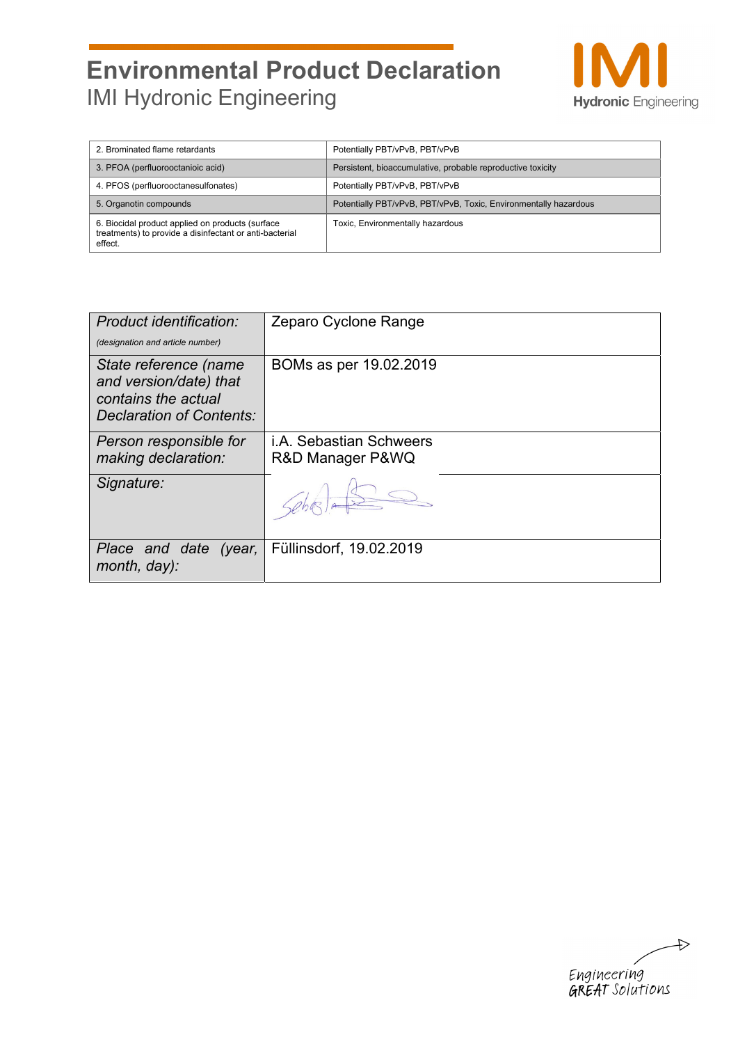| | |
|---|---|
| 2. Brominated flame retardants | Potentially PBT/vPvB, PBT/vPvB |
| 3. PFOA (perfluorooctanioic acid) | Persistent, bioaccumulative, probable reproductive toxicity |
| 4. PFOS (perfluorooctanesulfonates) | Potentially PBT/vPvB, PBT/vPvB |
| 5. Organotin compounds | Potentially PBT/vPvB, PBT/vPvB, Toxic, Environmentally hazardous |
| 6. Biocidal product applied on products (surface treatments) to provide a disinfectant or anti-bacterial effect. | Toxic, Environmentally hazardous |

| | |
|---|---|
| *Product identification:* *(designation and article number)* | Zeparo Cyclone Range |
| *State reference (name and version/date) that contains the actual Declaration of Contents:* | BOMs as per 19.02.2019 |
| *Person responsible for making declaration:* | i.A. Sebastian Schweers R&D Manager P&WQ |
| *Signature:* | |
| *Place and date (year, month, day):* | Füllinsdorf, 19.02.2019 |